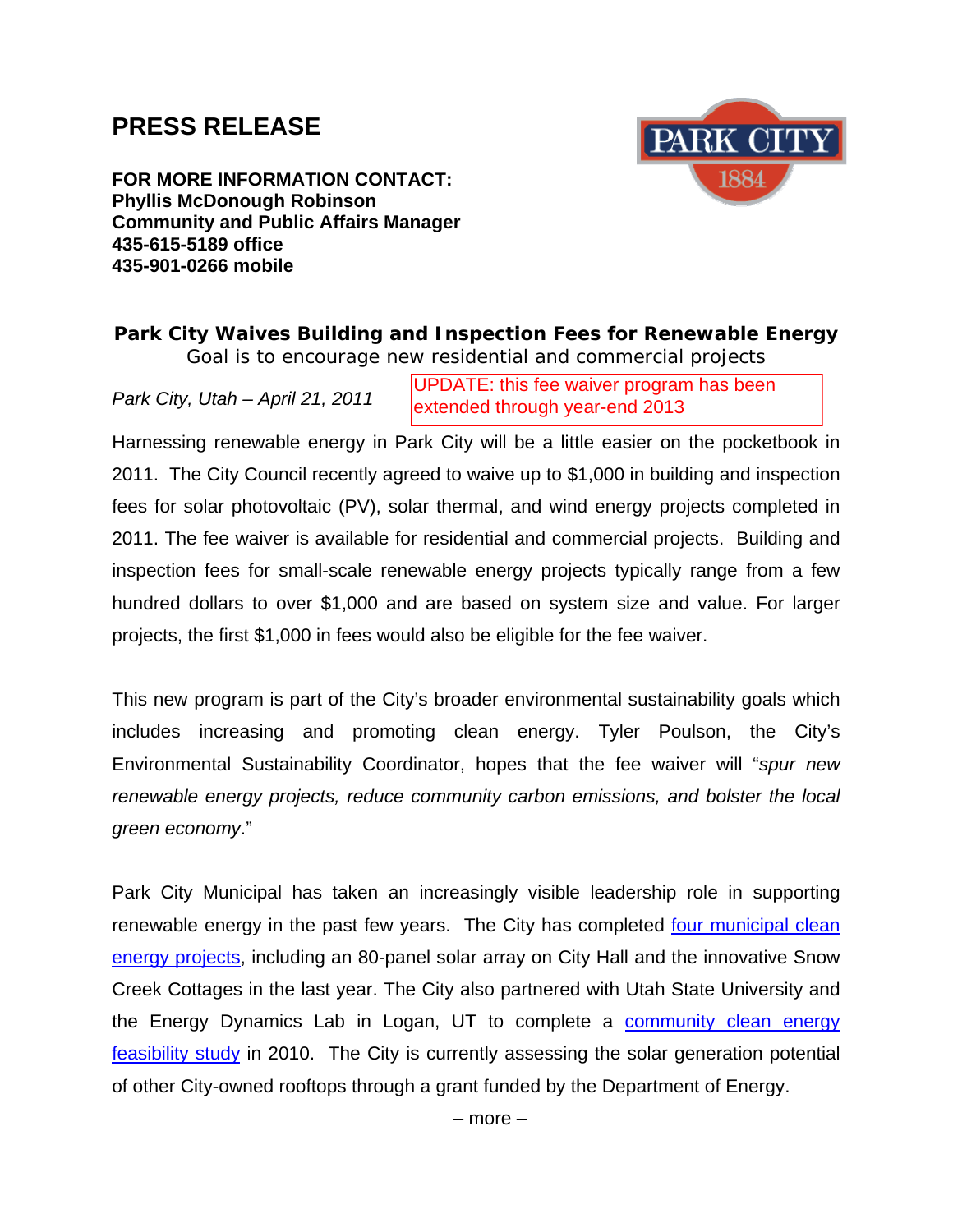# PRESS RELEASE

**FOR MORE INFORMATION CONTACT:**
**Phyllis McDonough Robinson**
**Community and Public Affairs Manager**
**435-615-5189 office**
**435-901-0266 mobile**

## Park City Waives Building and Inspection Fees for Renewable Energy

Goal is to encourage new residential and commercial projects

*Park City, Utah – April 21, 2011*

UPDATE: this fee waiver program has been extended through year-end 2013

Harnessing renewable energy in Park City will be a little easier on the pocketbook in 2011. The City Council recently agreed to waive up to $1,000 in building and inspection fees for solar photovoltaic (PV), solar thermal, and wind energy projects completed in 2011. The fee waiver is available for residential and commercial projects. Building and inspection fees for small-scale renewable energy projects typically range from a few hundred dollars to over $1,000 and are based on system size and value. For larger projects, the first $1,000 in fees would also be eligible for the fee waiver.

This new program is part of the City's broader environmental sustainability goals which includes increasing and promoting clean energy. Tyler Poulson, the City's Environmental Sustainability Coordinator, hopes that the fee waiver will "*spur new renewable energy projects, reduce community carbon emissions, and bolster the local green economy*."

Park City Municipal has taken an increasingly visible leadership role in supporting renewable energy in the past few years. The City has completed four municipal clean energy projects, including an 80-panel solar array on City Hall and the innovative Snow Creek Cottages in the last year. The City also partnered with Utah State University and the Energy Dynamics Lab in Logan, UT to complete a community clean energy feasibility study in 2010. The City is currently assessing the solar generation potential of other City-owned rooftops through a grant funded by the Department of Energy.

– more –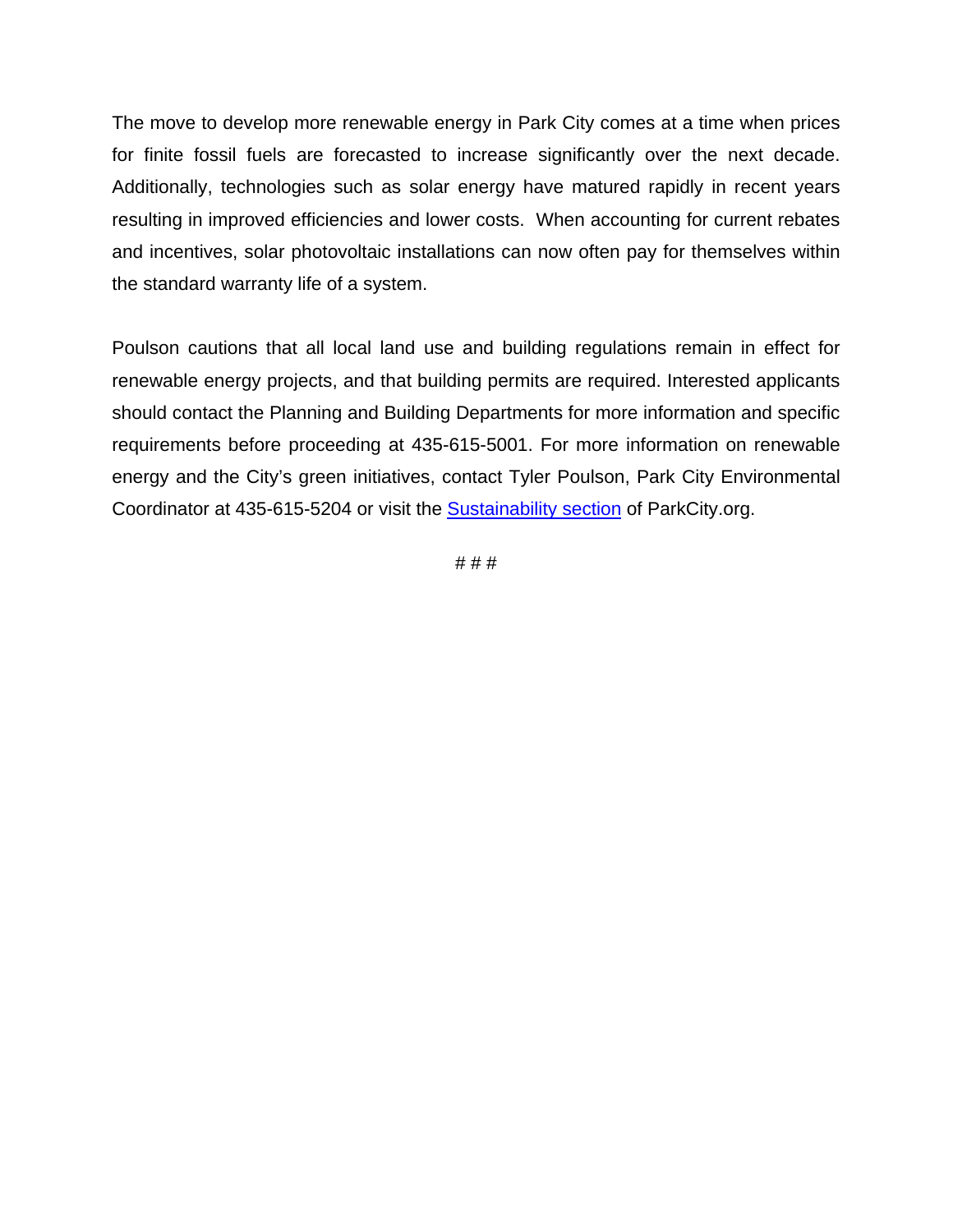The move to develop more renewable energy in Park City comes at a time when prices for finite fossil fuels are forecasted to increase significantly over the next decade. Additionally, technologies such as solar energy have matured rapidly in recent years resulting in improved efficiencies and lower costs. When accounting for current rebates and incentives, solar photovoltaic installations can now often pay for themselves within the standard warranty life of a system.

Poulson cautions that all local land use and building regulations remain in effect for renewable energy projects, and that building permits are required. Interested applicants should contact the Planning and Building Departments for more information and specific requirements before proceeding at 435-615-5001. For more information on renewable energy and the City's green initiatives, contact Tyler Poulson, Park City Environmental Coordinator at 435-615-5204 or visit the Sustainability section of ParkCity.org.

# # #